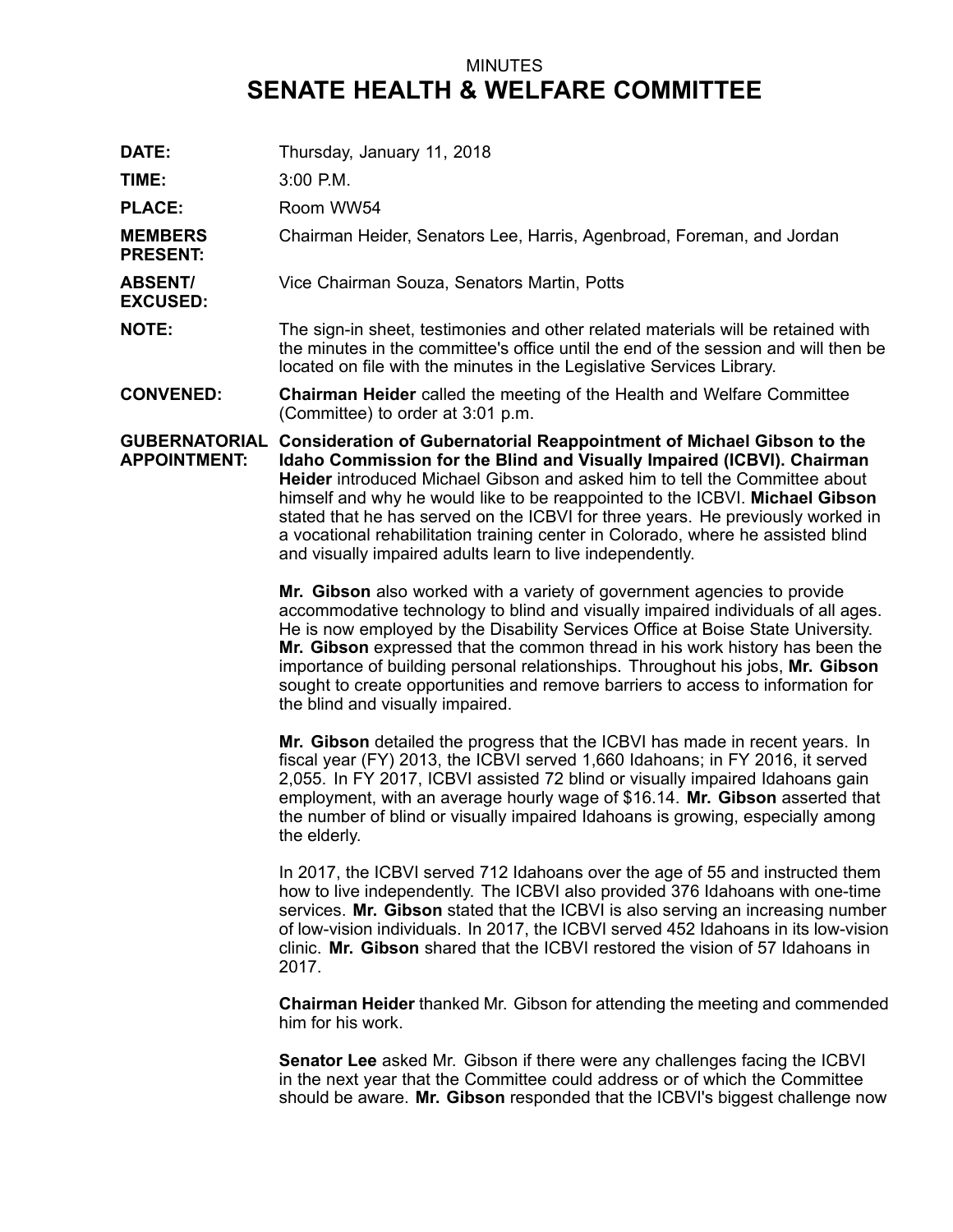MINUTES

# SENATE HEALTH & WELFARE COMMITTEE

**DATE:** Thursday, January 11, 2018

**TIME:** 3:00 P.M.

**PLACE:** Room WW54

**MEMBERS PRESENT:** Chairman Heider, Senators Lee, Harris, Agenbroad, Foreman, and Jordan

**ABSENT/ EXCUSED:** Vice Chairman Souza, Senators Martin, Potts

**NOTE:** The sign-in sheet, testimonies and other related materials will be retained with the minutes in the committee's office until the end of the session and will then be located on file with the minutes in the Legislative Services Library.

**CONVENED:** **Chairman Heider** called the meeting of the Health and Welfare Committee (Committee) to order at 3:01 p.m.

**GUBERNATORIAL APPOINTMENT:** **Consideration of Gubernatorial Reappointment of Michael Gibson to the Idaho Commission for the Blind and Visually Impaired (ICBVI). Chairman Heider** introduced Michael Gibson and asked him to tell the Committee about himself and why he would like to be reappointed to the ICBVI. **Michael Gibson** stated that he has served on the ICBVI for three years. He previously worked in a vocational rehabilitation training center in Colorado, where he assisted blind and visually impaired adults learn to live independently.

**Mr. Gibson** also worked with a variety of government agencies to provide accommodative technology to blind and visually impaired individuals of all ages. He is now employed by the Disability Services Office at Boise State University. **Mr. Gibson** expressed that the common thread in his work history has been the importance of building personal relationships. Throughout his jobs, **Mr. Gibson** sought to create opportunities and remove barriers to access to information for the blind and visually impaired.

**Mr. Gibson** detailed the progress that the ICBVI has made in recent years. In fiscal year (FY) 2013, the ICBVI served 1,660 Idahoans; in FY 2016, it served 2,055. In FY 2017, ICBVI assisted 72 blind or visually impaired Idahoans gain employment, with an average hourly wage of $16.14. **Mr. Gibson** asserted that the number of blind or visually impaired Idahoans is growing, especially among the elderly.

In 2017, the ICBVI served 712 Idahoans over the age of 55 and instructed them how to live independently. The ICBVI also provided 376 Idahoans with one-time services. **Mr. Gibson** stated that the ICBVI is also serving an increasing number of low-vision individuals. In 2017, the ICBVI served 452 Idahoans in its low-vision clinic. **Mr. Gibson** shared that the ICBVI restored the vision of 57 Idahoans in 2017.

**Chairman Heider** thanked Mr. Gibson for attending the meeting and commended him for his work.

**Senator Lee** asked Mr. Gibson if there were any challenges facing the ICBVI in the next year that the Committee could address or of which the Committee should be aware. **Mr. Gibson** responded that the ICBVI's biggest challenge now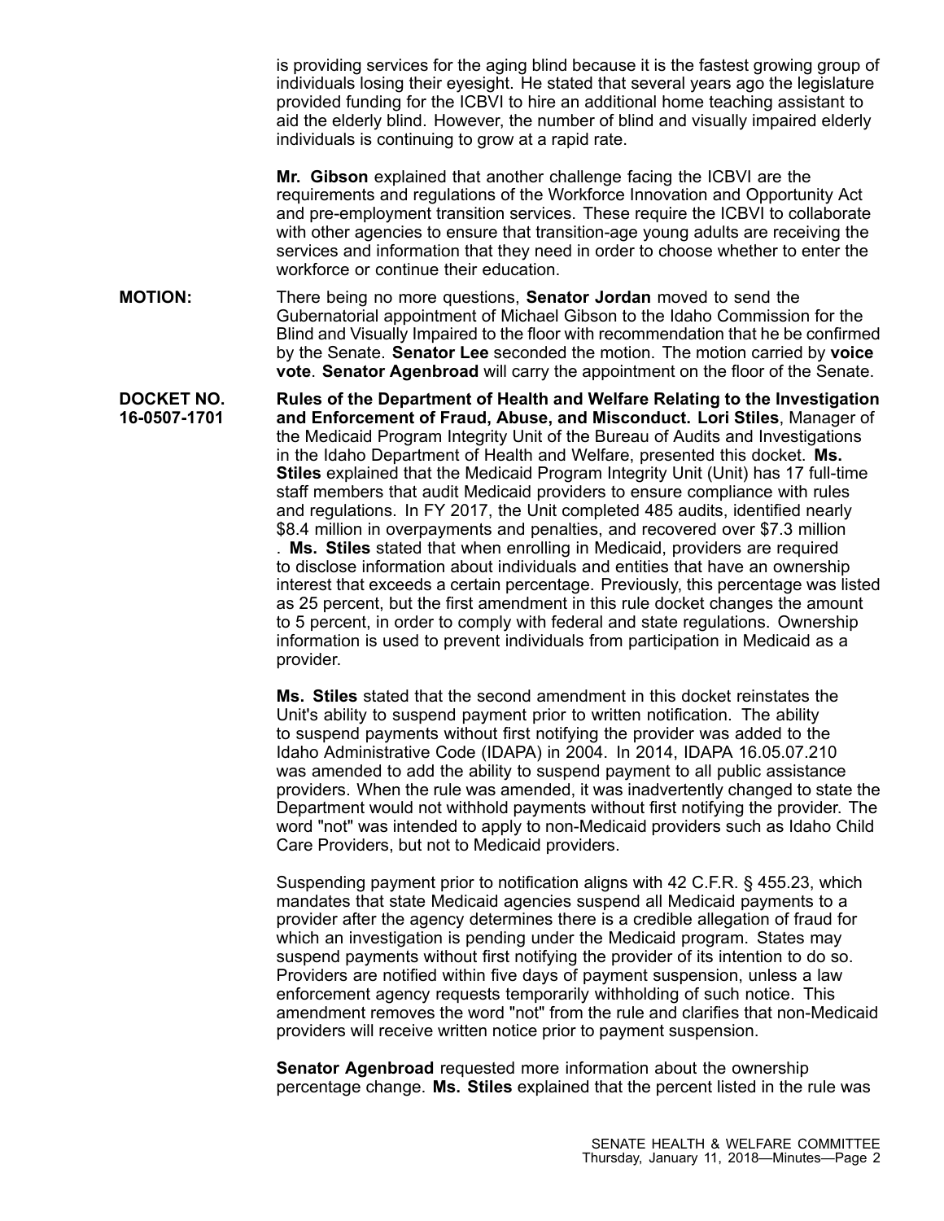is providing services for the aging blind because it is the fastest growing group of individuals losing their eyesight. He stated that several years ago the legislature provided funding for the ICBVI to hire an additional home teaching assistant to aid the elderly blind. However, the number of blind and visually impaired elderly individuals is continuing to grow at a rapid rate.

**Mr. Gibson** explained that another challenge facing the ICBVI are the requirements and regulations of the Workforce Innovation and Opportunity Act and pre-employment transition services. These require the ICBVI to collaborate with other agencies to ensure that transition-age young adults are receiving the services and information that they need in order to choose whether to enter the workforce or continue their education.

**MOTION:** There being no more questions, **Senator Jordan** moved to send the Gubernatorial appointment of Michael Gibson to the Idaho Commission for the Blind and Visually Impaired to the floor with recommendation that he be confirmed by the Senate. **Senator Lee** seconded the motion. The motion carried by **voice vote**. **Senator Agenbroad** will carry the appointment on the floor of the Senate.

**DOCKET NO. 16-0507-1701** **Rules of the Department of Health and Welfare Relating to the Investigation and Enforcement of Fraud, Abuse, and Misconduct. Lori Stiles**, Manager of the Medicaid Program Integrity Unit of the Bureau of Audits and Investigations in the Idaho Department of Health and Welfare, presented this docket. **Ms. Stiles** explained that the Medicaid Program Integrity Unit (Unit) has 17 full-time staff members that audit Medicaid providers to ensure compliance with rules and regulations. In FY 2017, the Unit completed 485 audits, identified nearly $8.4 million in overpayments and penalties, and recovered over $7.3 million . **Ms. Stiles** stated that when enrolling in Medicaid, providers are required to disclose information about individuals and entities that have an ownership interest that exceeds a certain percentage. Previously, this percentage was listed as 25 percent, but the first amendment in this rule docket changes the amount to 5 percent, in order to comply with federal and state regulations. Ownership information is used to prevent individuals from participation in Medicaid as a provider.

**Ms. Stiles** stated that the second amendment in this docket reinstates the Unit's ability to suspend payment prior to written notification. The ability to suspend payments without first notifying the provider was added to the Idaho Administrative Code (IDAPA) in 2004. In 2014, IDAPA 16.05.07.210 was amended to add the ability to suspend payment to all public assistance providers. When the rule was amended, it was inadvertently changed to state the Department would not withhold payments without first notifying the provider. The word "not" was intended to apply to non-Medicaid providers such as Idaho Child Care Providers, but not to Medicaid providers.

Suspending payment prior to notification aligns with 42 C.F.R. § 455.23, which mandates that state Medicaid agencies suspend all Medicaid payments to a provider after the agency determines there is a credible allegation of fraud for which an investigation is pending under the Medicaid program. States may suspend payments without first notifying the provider of its intention to do so. Providers are notified within five days of payment suspension, unless a law enforcement agency requests temporarily withholding of such notice. This amendment removes the word "not" from the rule and clarifies that non-Medicaid providers will receive written notice prior to payment suspension.

**Senator Agenbroad** requested more information about the ownership percentage change. **Ms. Stiles** explained that the percent listed in the rule was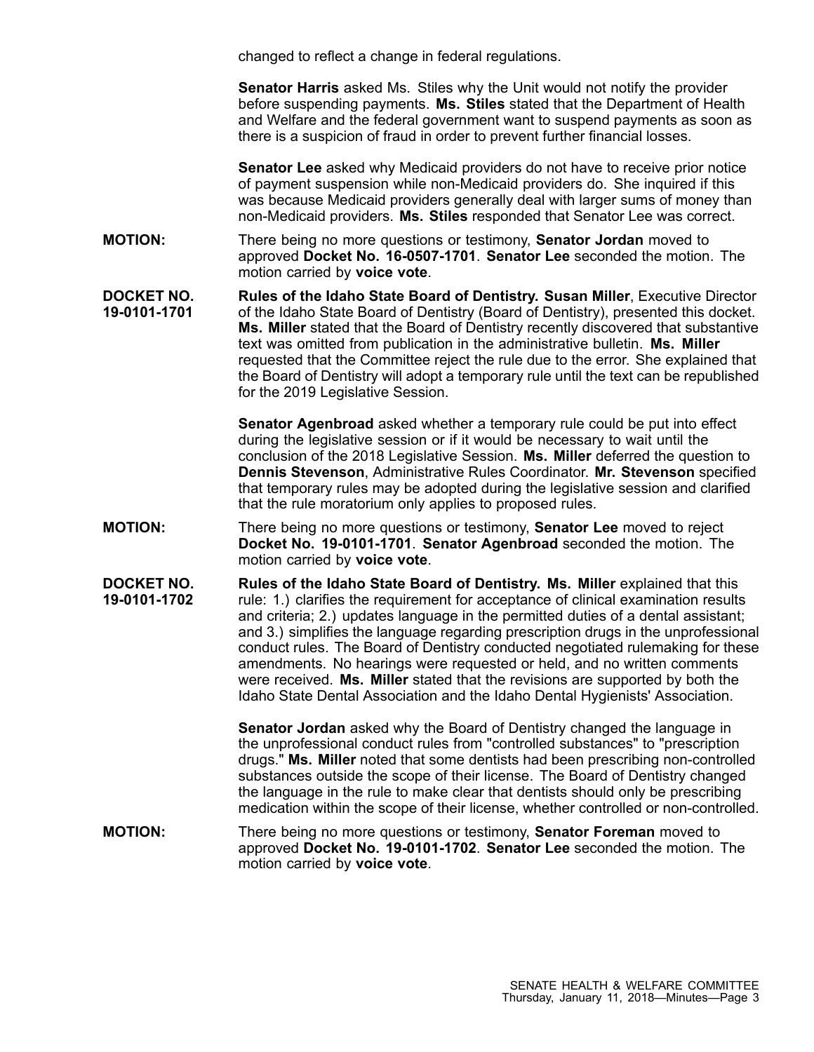changed to reflect a change in federal regulations.

**Senator Harris** asked Ms. Stiles why the Unit would not notify the provider before suspending payments. **Ms. Stiles** stated that the Department of Health and Welfare and the federal government want to suspend payments as soon as there is a suspicion of fraud in order to prevent further financial losses.

**Senator Lee** asked why Medicaid providers do not have to receive prior notice of payment suspension while non-Medicaid providers do. She inquired if this was because Medicaid providers generally deal with larger sums of money than non-Medicaid providers. **Ms. Stiles** responded that Senator Lee was correct.

**MOTION:** There being no more questions or testimony, **Senator Jordan** moved to approved **Docket No. 16-0507-1701**. **Senator Lee** seconded the motion. The motion carried by **voice vote**.

**DOCKET NO. 19-0101-1701** **Rules of the Idaho State Board of Dentistry. Susan Miller**, Executive Director of the Idaho State Board of Dentistry (Board of Dentistry), presented this docket. **Ms. Miller** stated that the Board of Dentistry recently discovered that substantive text was omitted from publication in the administrative bulletin. **Ms. Miller** requested that the Committee reject the rule due to the error. She explained that the Board of Dentistry will adopt a temporary rule until the text can be republished for the 2019 Legislative Session.

**Senator Agenbroad** asked whether a temporary rule could be put into effect during the legislative session or if it would be necessary to wait until the conclusion of the 2018 Legislative Session. **Ms. Miller** deferred the question to **Dennis Stevenson**, Administrative Rules Coordinator. **Mr. Stevenson** specified that temporary rules may be adopted during the legislative session and clarified that the rule moratorium only applies to proposed rules.

**MOTION:** There being no more questions or testimony, **Senator Lee** moved to reject **Docket No. 19-0101-1701**. **Senator Agenbroad** seconded the motion. The motion carried by **voice vote**.

**DOCKET NO. 19-0101-1702** **Rules of the Idaho State Board of Dentistry. Ms. Miller** explained that this rule: 1.) clarifies the requirement for acceptance of clinical examination results and criteria; 2.) updates language in the permitted duties of a dental assistant; and 3.) simplifies the language regarding prescription drugs in the unprofessional conduct rules. The Board of Dentistry conducted negotiated rulemaking for these amendments. No hearings were requested or held, and no written comments were received. **Ms. Miller** stated that the revisions are supported by both the Idaho State Dental Association and the Idaho Dental Hygienists' Association.

**Senator Jordan** asked why the Board of Dentistry changed the language in the unprofessional conduct rules from "controlled substances" to "prescription drugs." **Ms. Miller** noted that some dentists had been prescribing non-controlled substances outside the scope of their license. The Board of Dentistry changed the language in the rule to make clear that dentists should only be prescribing medication within the scope of their license, whether controlled or non-controlled.

**MOTION:** There being no more questions or testimony, **Senator Foreman** moved to approved **Docket No. 19-0101-1702**. **Senator Lee** seconded the motion. The motion carried by **voice vote**.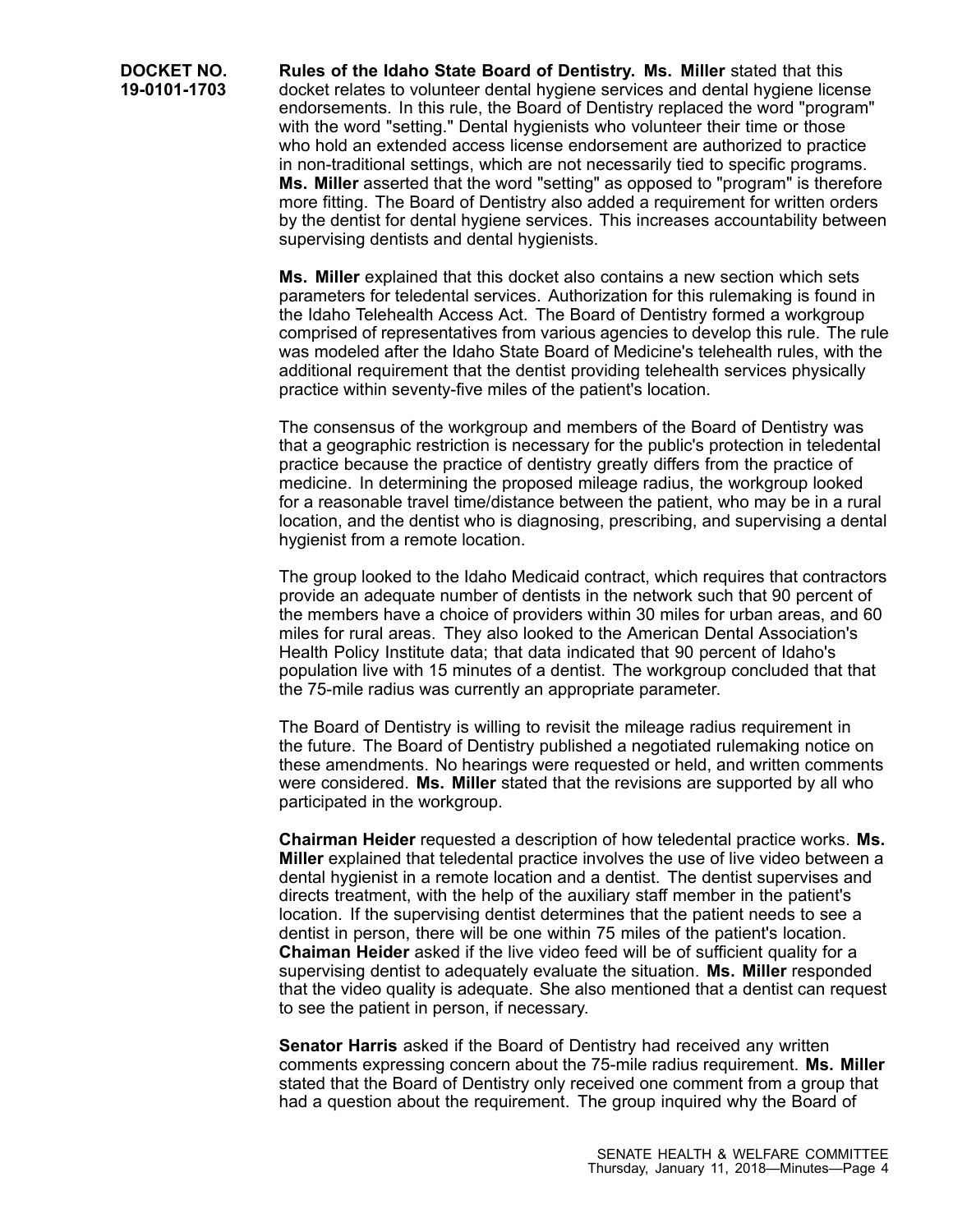**DOCKET NO. 19-0101-1703**

**Rules of the Idaho State Board of Dentistry. Ms. Miller** stated that this docket relates to volunteer dental hygiene services and dental hygiene license endorsements. In this rule, the Board of Dentistry replaced the word "program" with the word "setting." Dental hygienists who volunteer their time or those who hold an extended access license endorsement are authorized to practice in non-traditional settings, which are not necessarily tied to specific programs. **Ms. Miller** asserted that the word "setting" as opposed to "program" is therefore more fitting. The Board of Dentistry also added a requirement for written orders by the dentist for dental hygiene services. This increases accountability between supervising dentists and dental hygienists.

**Ms. Miller** explained that this docket also contains a new section which sets parameters for teledental services. Authorization for this rulemaking is found in the Idaho Telehealth Access Act. The Board of Dentistry formed a workgroup comprised of representatives from various agencies to develop this rule. The rule was modeled after the Idaho State Board of Medicine's telehealth rules, with the additional requirement that the dentist providing telehealth services physically practice within seventy-five miles of the patient's location.

The consensus of the workgroup and members of the Board of Dentistry was that a geographic restriction is necessary for the public's protection in teledental practice because the practice of dentistry greatly differs from the practice of medicine. In determining the proposed mileage radius, the workgroup looked for a reasonable travel time/distance between the patient, who may be in a rural location, and the dentist who is diagnosing, prescribing, and supervising a dental hygienist from a remote location.

The group looked to the Idaho Medicaid contract, which requires that contractors provide an adequate number of dentists in the network such that 90 percent of the members have a choice of providers within 30 miles for urban areas, and 60 miles for rural areas. They also looked to the American Dental Association's Health Policy Institute data; that data indicated that 90 percent of Idaho's population live with 15 minutes of a dentist. The workgroup concluded that that the 75-mile radius was currently an appropriate parameter.

The Board of Dentistry is willing to revisit the mileage radius requirement in the future. The Board of Dentistry published a negotiated rulemaking notice on these amendments. No hearings were requested or held, and written comments were considered. **Ms. Miller** stated that the revisions are supported by all who participated in the workgroup.

**Chairman Heider** requested a description of how teledental practice works. **Ms. Miller** explained that teledental practice involves the use of live video between a dental hygienist in a remote location and a dentist. The dentist supervises and directs treatment, with the help of the auxiliary staff member in the patient's location. If the supervising dentist determines that the patient needs to see a dentist in person, there will be one within 75 miles of the patient's location. **Chaiman Heider** asked if the live video feed will be of sufficient quality for a supervising dentist to adequately evaluate the situation. **Ms. Miller** responded that the video quality is adequate. She also mentioned that a dentist can request to see the patient in person, if necessary.

**Senator Harris** asked if the Board of Dentistry had received any written comments expressing concern about the 75-mile radius requirement. **Ms. Miller** stated that the Board of Dentistry only received one comment from a group that had a question about the requirement. The group inquired why the Board of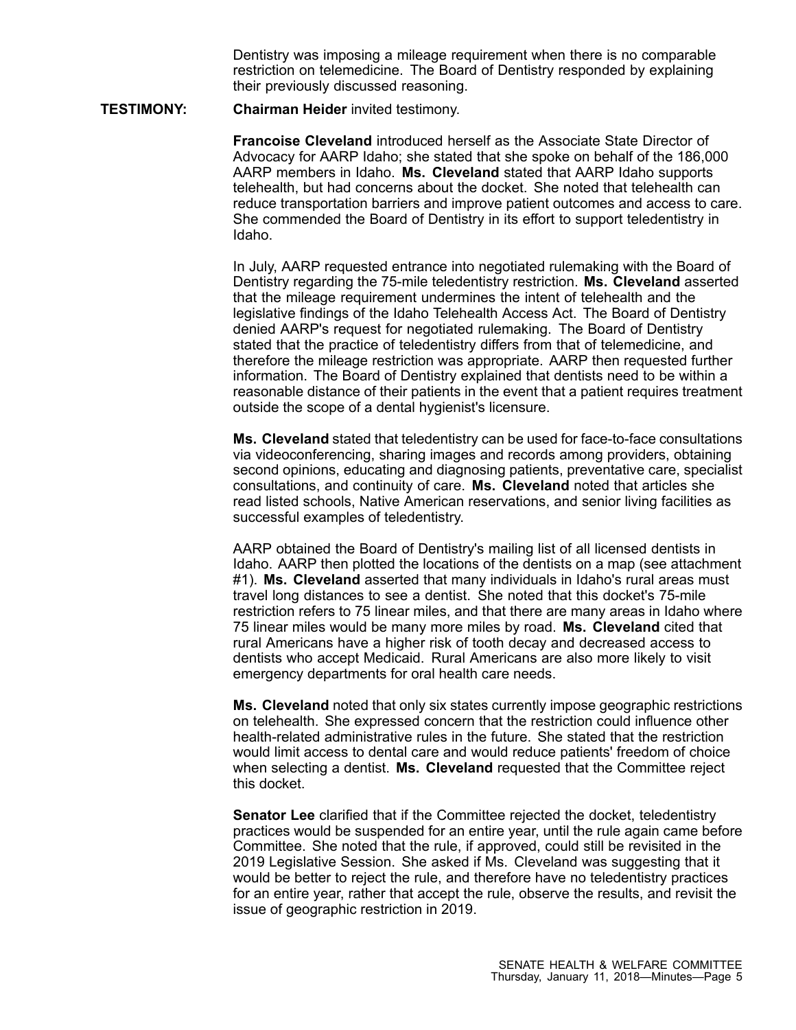Dentistry was imposing a mileage requirement when there is no comparable restriction on telemedicine. The Board of Dentistry responded by explaining their previously discussed reasoning.

**TESTIMONY:** **Chairman Heider** invited testimony.

**Francoise Cleveland** introduced herself as the Associate State Director of Advocacy for AARP Idaho; she stated that she spoke on behalf of the 186,000 AARP members in Idaho. **Ms. Cleveland** stated that AARP Idaho supports telehealth, but had concerns about the docket. She noted that telehealth can reduce transportation barriers and improve patient outcomes and access to care. She commended the Board of Dentistry in its effort to support teledentistry in Idaho.

In July, AARP requested entrance into negotiated rulemaking with the Board of Dentistry regarding the 75-mile teledentistry restriction. **Ms. Cleveland** asserted that the mileage requirement undermines the intent of telehealth and the legislative findings of the Idaho Telehealth Access Act. The Board of Dentistry denied AARP's request for negotiated rulemaking. The Board of Dentistry stated that the practice of teledentistry differs from that of telemedicine, and therefore the mileage restriction was appropriate. AARP then requested further information. The Board of Dentistry explained that dentists need to be within a reasonable distance of their patients in the event that a patient requires treatment outside the scope of a dental hygienist's licensure.

**Ms. Cleveland** stated that teledentistry can be used for face-to-face consultations via videoconferencing, sharing images and records among providers, obtaining second opinions, educating and diagnosing patients, preventative care, specialist consultations, and continuity of care. **Ms. Cleveland** noted that articles she read listed schools, Native American reservations, and senior living facilities as successful examples of teledentistry.

AARP obtained the Board of Dentistry's mailing list of all licensed dentists in Idaho. AARP then plotted the locations of the dentists on a map (see attachment #1). **Ms. Cleveland** asserted that many individuals in Idaho's rural areas must travel long distances to see a dentist. She noted that this docket's 75-mile restriction refers to 75 linear miles, and that there are many areas in Idaho where 75 linear miles would be many more miles by road. **Ms. Cleveland** cited that rural Americans have a higher risk of tooth decay and decreased access to dentists who accept Medicaid. Rural Americans are also more likely to visit emergency departments for oral health care needs.

**Ms. Cleveland** noted that only six states currently impose geographic restrictions on telehealth. She expressed concern that the restriction could influence other health-related administrative rules in the future. She stated that the restriction would limit access to dental care and would reduce patients' freedom of choice when selecting a dentist. **Ms. Cleveland** requested that the Committee reject this docket.

**Senator Lee** clarified that if the Committee rejected the docket, teledentistry practices would be suspended for an entire year, until the rule again came before Committee. She noted that the rule, if approved, could still be revisited in the 2019 Legislative Session. She asked if Ms. Cleveland was suggesting that it would be better to reject the rule, and therefore have no teledentistry practices for an entire year, rather that accept the rule, observe the results, and revisit the issue of geographic restriction in 2019.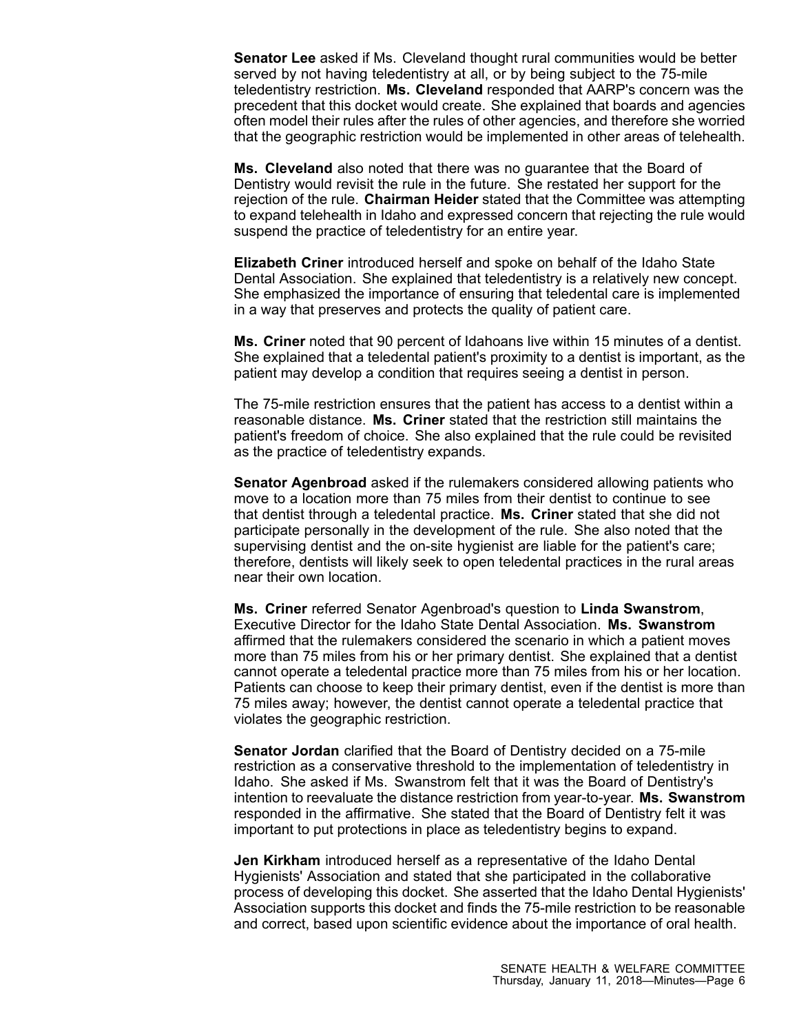**Senator Lee** asked if Ms. Cleveland thought rural communities would be better served by not having teledentistry at all, or by being subject to the 75-mile teledentistry restriction. **Ms. Cleveland** responded that AARP's concern was the precedent that this docket would create. She explained that boards and agencies often model their rules after the rules of other agencies, and therefore she worried that the geographic restriction would be implemented in other areas of telehealth.

**Ms. Cleveland** also noted that there was no guarantee that the Board of Dentistry would revisit the rule in the future. She restated her support for the rejection of the rule. **Chairman Heider** stated that the Committee was attempting to expand telehealth in Idaho and expressed concern that rejecting the rule would suspend the practice of teledentistry for an entire year.

**Elizabeth Criner** introduced herself and spoke on behalf of the Idaho State Dental Association. She explained that teledentistry is a relatively new concept. She emphasized the importance of ensuring that teledental care is implemented in a way that preserves and protects the quality of patient care.

**Ms. Criner** noted that 90 percent of Idahoans live within 15 minutes of a dentist. She explained that a teledental patient's proximity to a dentist is important, as the patient may develop a condition that requires seeing a dentist in person.

The 75-mile restriction ensures that the patient has access to a dentist within a reasonable distance. **Ms. Criner** stated that the restriction still maintains the patient's freedom of choice. She also explained that the rule could be revisited as the practice of teledentistry expands.

**Senator Agenbroad** asked if the rulemakers considered allowing patients who move to a location more than 75 miles from their dentist to continue to see that dentist through a teledental practice. **Ms. Criner** stated that she did not participate personally in the development of the rule. She also noted that the supervising dentist and the on-site hygienist are liable for the patient's care; therefore, dentists will likely seek to open teledental practices in the rural areas near their own location.

**Ms. Criner** referred Senator Agenbroad's question to **Linda Swanstrom**, Executive Director for the Idaho State Dental Association. **Ms. Swanstrom** affirmed that the rulemakers considered the scenario in which a patient moves more than 75 miles from his or her primary dentist. She explained that a dentist cannot operate a teledental practice more than 75 miles from his or her location. Patients can choose to keep their primary dentist, even if the dentist is more than 75 miles away; however, the dentist cannot operate a teledental practice that violates the geographic restriction.

**Senator Jordan** clarified that the Board of Dentistry decided on a 75-mile restriction as a conservative threshold to the implementation of teledentistry in Idaho. She asked if Ms. Swanstrom felt that it was the Board of Dentistry's intention to reevaluate the distance restriction from year-to-year. **Ms. Swanstrom** responded in the affirmative. She stated that the Board of Dentistry felt it was important to put protections in place as teledentistry begins to expand.

**Jen Kirkham** introduced herself as a representative of the Idaho Dental Hygienists' Association and stated that she participated in the collaborative process of developing this docket. She asserted that the Idaho Dental Hygienists' Association supports this docket and finds the 75-mile restriction to be reasonable and correct, based upon scientific evidence about the importance of oral health.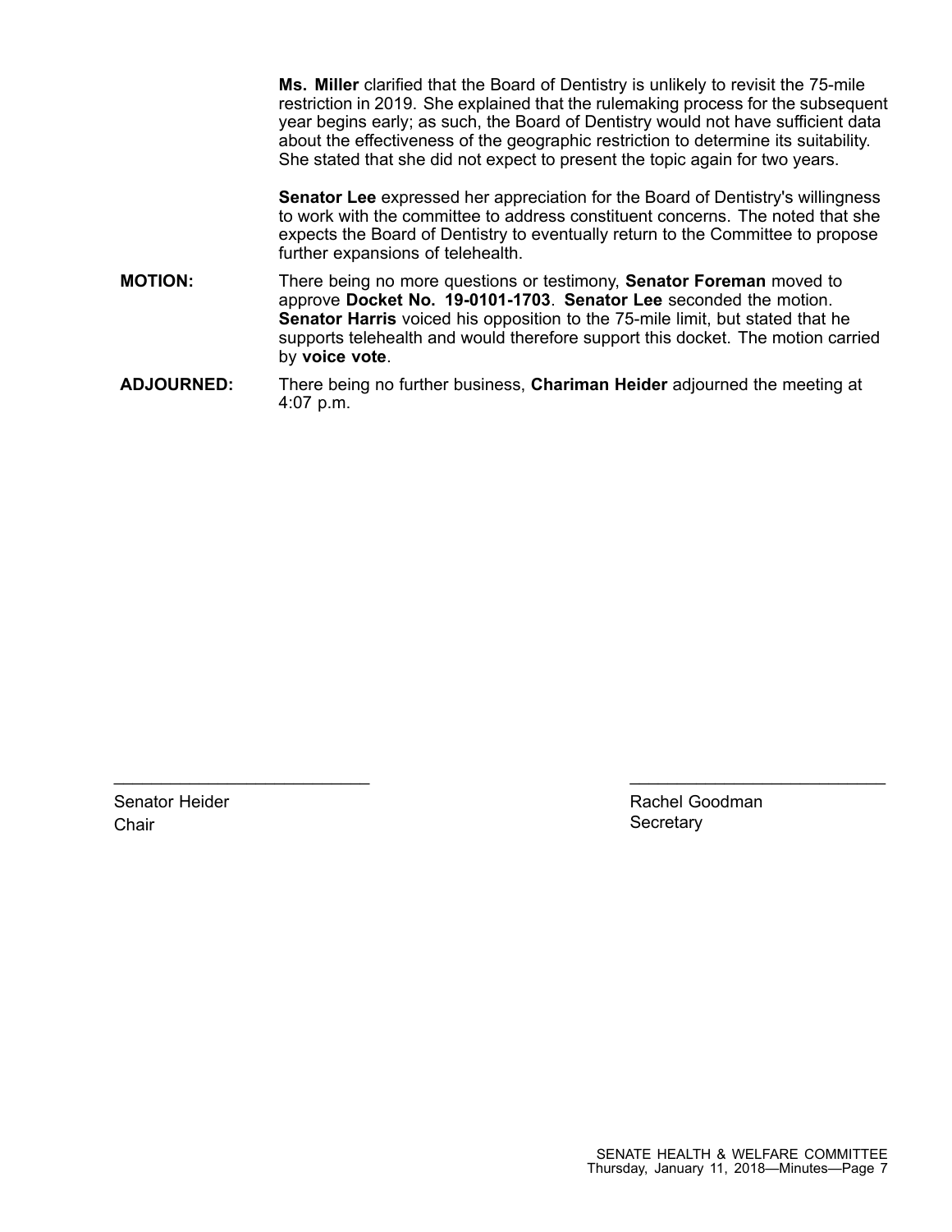**Ms. Miller** clarified that the Board of Dentistry is unlikely to revisit the 75-mile restriction in 2019. She explained that the rulemaking process for the subsequent year begins early; as such, the Board of Dentistry would not have sufficient data about the effectiveness of the geographic restriction to determine its suitability. She stated that she did not expect to present the topic again for two years.

**Senator Lee** expressed her appreciation for the Board of Dentistry's willingness to work with the committee to address constituent concerns. The noted that she expects the Board of Dentistry to eventually return to the Committee to propose further expansions of telehealth.

**MOTION:** There being no more questions or testimony, **Senator Foreman** moved to approve **Docket No. 19-0101-1703**. **Senator Lee** seconded the motion. **Senator Harris** voiced his opposition to the 75-mile limit, but stated that he supports telehealth and would therefore support this docket. The motion carried by **voice vote**.

**ADJOURNED:** There being no further business, **Chariman Heider** adjourned the meeting at 4:07 p.m.

___________________________
Senator Heider
Chair

___________________________
Rachel Goodman
Secretary